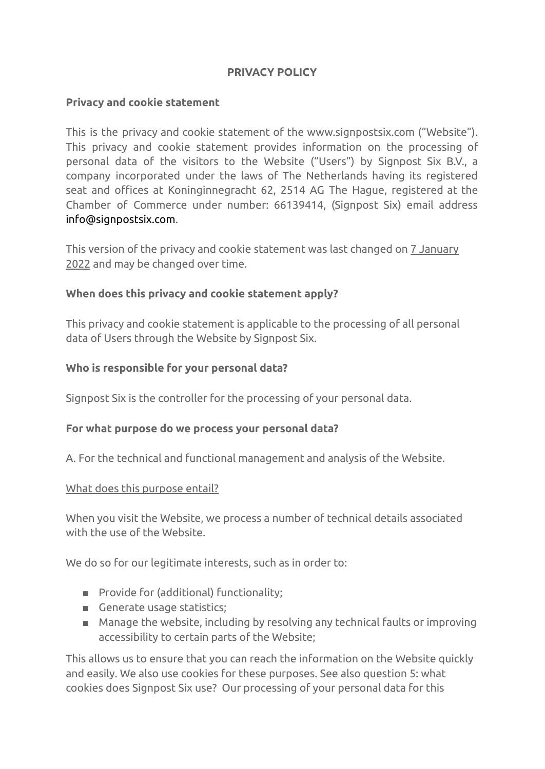# PRIVACY POLICY

## Privacy and cookie statement

This is the privacy and cookie statement of the www.signpostsix.com ("Website"). This privacy and cookie statement provides information on the processing of personal data of the visitors to the Website ("Users") by Signpost Six B.V., a company incorporated under the laws of The Netherlands having its registered seat and offices at Koninginnegracht 62, 2514 AG The Hague, registered at the Chamber of Commerce under number: 66139414, (Signpost Six) email address info@signpostsix.com.

This version of the privacy and cookie statement was last changed on 7 January 2022 and may be changed over time.

## When does this privacy and cookie statement apply?

This privacy and cookie statement is applicable to the processing of all personal data of Users through the Website by Signpost Six.

## Who is responsible for your personal data?

Signpost Six is the controller for the processing of your personal data.

## For what purpose do we process your personal data?

A. For the technical and functional management and analysis of the Website.

What does this purpose entail?

When you visit the Website, we process a number of technical details associated with the use of the Website.

We do so for our legitimate interests, such as in order to:

- Provide for (additional) functionality;
- Generate usage statistics;
- Manage the website, including by resolving any technical faults or improving accessibility to certain parts of the Website;

This allows us to ensure that you can reach the information on the Website quickly and easily. We also use cookies for these purposes. See also question 5: what cookies does Signpost Six use? Our processing of your personal data for this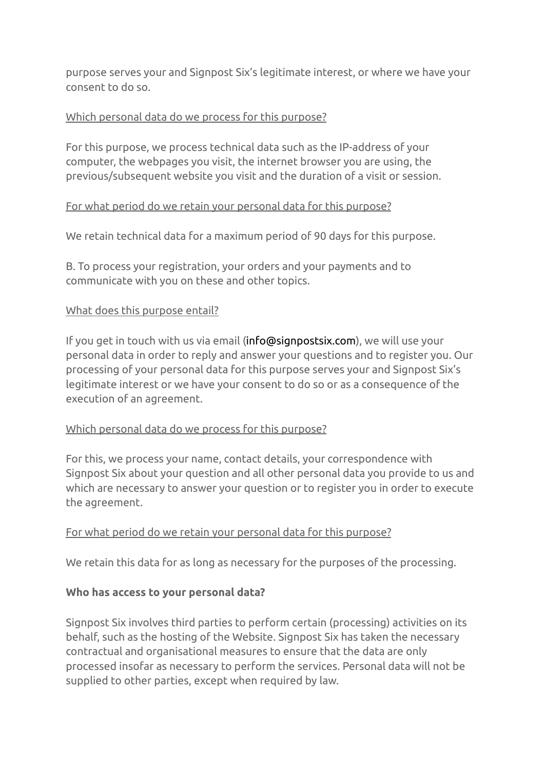purpose serves your and Signpost Six's legitimate interest, or where we have your consent to do so.

Which personal data do we process for this purpose?

For this purpose, we process technical data such as the IP-address of your computer, the webpages you visit, the internet browser you are using, the previous/subsequent website you visit and the duration of a visit or session.

For what period do we retain your personal data for this purpose?

We retain technical data for a maximum period of 90 days for this purpose.

B. To process your registration, your orders and your payments and to communicate with you on these and other topics.

What does this purpose entail?

If you get in touch with us via email (info@signpostsix.com), we will use your personal data in order to reply and answer your questions and to register you. Our processing of your personal data for this purpose serves your and Signpost Six's legitimate interest or we have your consent to do so or as a consequence of the execution of an agreement.

Which personal data do we process for this purpose?

For this, we process your name, contact details, your correspondence with Signpost Six about your question and all other personal data you provide to us and which are necessary to answer your question or to register you in order to execute the agreement.

For what period do we retain your personal data for this purpose?

We retain this data for as long as necessary for the purposes of the processing.

**Who has access to your personal data?**

Signpost Six involves third parties to perform certain (processing) activities on its behalf, such as the hosting of the Website. Signpost Six has taken the necessary contractual and organisational measures to ensure that the data are only processed insofar as necessary to perform the services. Personal data will not be supplied to other parties, except when required by law.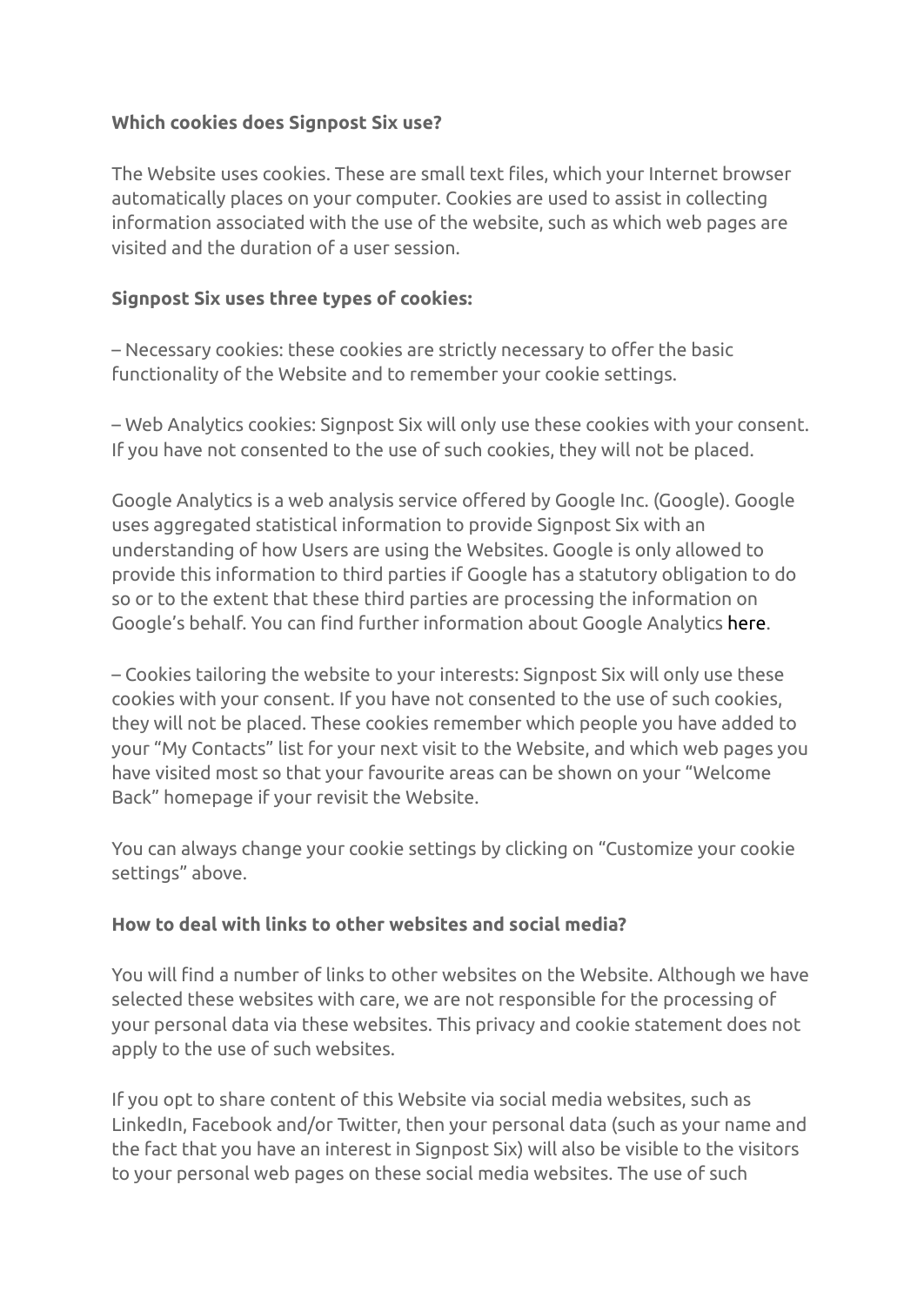**Which cookies does Signpost Six use?**

The Website uses cookies. These are small text files, which your Internet browser automatically places on your computer. Cookies are used to assist in collecting information associated with the use of the website, such as which web pages are visited and the duration of a user session.

**Signpost Six uses three types of cookies:**

– Necessary cookies: these cookies are strictly necessary to offer the basic functionality of the Website and to remember your cookie settings.

– Web Analytics cookies: Signpost Six will only use these cookies with your consent. If you have not consented to the use of such cookies, they will not be placed.

Google Analytics is a web analysis service offered by Google Inc. (Google). Google uses aggregated statistical information to provide Signpost Six with an understanding of how Users are using the Websites. Google is only allowed to provide this information to third parties if Google has a statutory obligation to do so or to the extent that these third parties are processing the information on Google's behalf. You can find further information about Google Analytics here.

– Cookies tailoring the website to your interests: Signpost Six will only use these cookies with your consent. If you have not consented to the use of such cookies, they will not be placed. These cookies remember which people you have added to your "My Contacts" list for your next visit to the Website, and which web pages you have visited most so that your favourite areas can be shown on your "Welcome Back" homepage if your revisit the Website.

You can always change your cookie settings by clicking on "Customize your cookie settings" above.

**How to deal with links to other websites and social media?**

You will find a number of links to other websites on the Website. Although we have selected these websites with care, we are not responsible for the processing of your personal data via these websites. This privacy and cookie statement does not apply to the use of such websites.

If you opt to share content of this Website via social media websites, such as LinkedIn, Facebook and/or Twitter, then your personal data (such as your name and the fact that you have an interest in Signpost Six) will also be visible to the visitors to your personal web pages on these social media websites. The use of such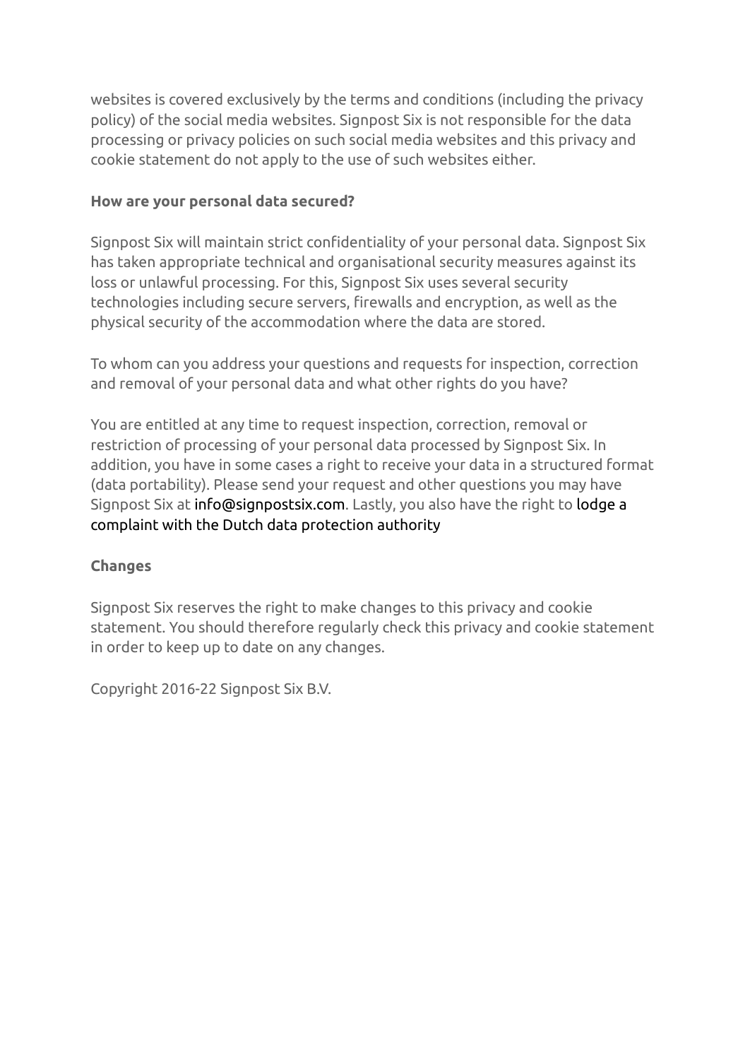websites is covered exclusively by the terms and conditions (including the privacy policy) of the social media websites. Signpost Six is not responsible for the data processing or privacy policies on such social media websites and this privacy and cookie statement do not apply to the use of such websites either.

**How are your personal data secured?**

Signpost Six will maintain strict confidentiality of your personal data. Signpost Six has taken appropriate technical and organisational security measures against its loss or unlawful processing. For this, Signpost Six uses several security technologies including secure servers, firewalls and encryption, as well as the physical security of the accommodation where the data are stored.

To whom can you address your questions and requests for inspection, correction and removal of your personal data and what other rights do you have?

You are entitled at any time to request inspection, correction, removal or restriction of processing of your personal data processed by Signpost Six. In addition, you have in some cases a right to receive your data in a structured format (data portability). Please send your request and other questions you may have Signpost Six at info@signpostsix.com. Lastly, you also have the right to lodge a complaint with the Dutch data protection authority

**Changes**

Signpost Six reserves the right to make changes to this privacy and cookie statement. You should therefore regularly check this privacy and cookie statement in order to keep up to date on any changes.

Copyright 2016-22 Signpost Six B.V.